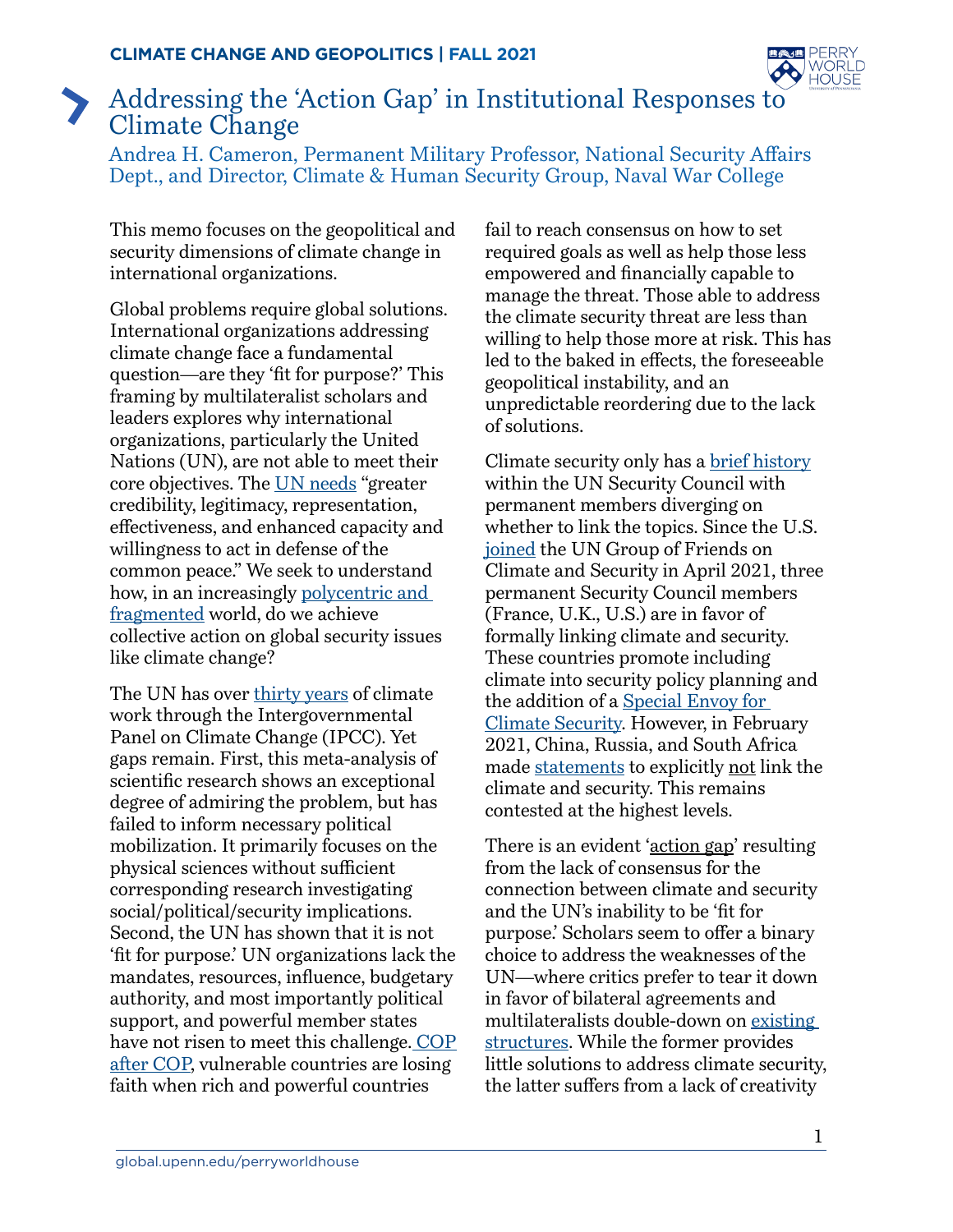**CLIMATE CHANGE AND GEOPOLITICS | FALL 2021**

# Addressing the 'Action Gap' in Institutional Responses to Climate Change

Andrea H. Cameron, Permanent Military Professor, National Security Affairs Dept., and Director, Climate & Human Security Group, Naval War College

This memo focuses on the geopolitical and security dimensions of climate change in international organizations.

Global problems require global solutions. International organizations addressing climate change face a fundamental question—are they 'fit for purpose?' This framing by multilateralist scholars and leaders explores why international organizations, particularly the United Nations (UN), are not able to meet their core objectives. The UN needs "greater credibility, legitimacy, representation, effectiveness, and enhanced capacity and willingness to act in defense of the common peace." We seek to understand how, in an increasingly polycentric and fragmented world, do we achieve collective action on global security issues like climate change?

The UN has over thirty years of climate work through the Intergovernmental Panel on Climate Change (IPCC). Yet gaps remain. First, this meta-analysis of scientific research shows an exceptional degree of admiring the problem, but has failed to inform necessary political mobilization. It primarily focuses on the physical sciences without sufficient corresponding research investigating social/political/security implications. Second, the UN has shown that it is not 'fit for purpose.' UN organizations lack the mandates, resources, influence, budgetary authority, and most importantly political support, and powerful member states have not risen to meet this challenge. COP after COP, vulnerable countries are losing faith when rich and powerful countries fail to reach consensus on how to set required goals as well as help those less empowered and financially capable to manage the threat. Those able to address the climate security threat are less than willing to help those more at risk. This has led to the baked in effects, the foreseeable geopolitical instability, and an unpredictable reordering due to the lack of solutions.

Climate security only has a brief history within the UN Security Council with permanent members diverging on whether to link the topics. Since the U.S. joined the UN Group of Friends on Climate and Security in April 2021, three permanent Security Council members (France, U.K., U.S.) are in favor of formally linking climate and security. These countries promote including climate into security policy planning and the addition of a Special Envoy for Climate Security. However, in February 2021, China, Russia, and South Africa made statements to explicitly not link the climate and security. This remains contested at the highest levels.

There is an evident 'action gap' resulting from the lack of consensus for the connection between climate and security and the UN's inability to be 'fit for purpose.' Scholars seem to offer a binary choice to address the weaknesses of the UN—where critics prefer to tear it down in favor of bilateral agreements and multilateralists double-down on existing structures. While the former provides little solutions to address climate security, the latter suffers from a lack of creativity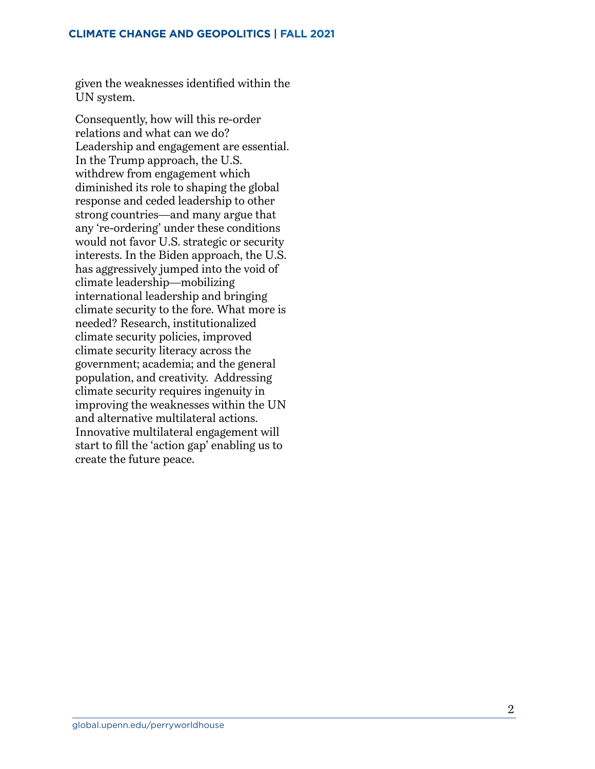given the weaknesses identified within the UN system.

Consequently, how will this re-order relations and what can we do? Leadership and engagement are essential. In the Trump approach, the U.S. withdrew from engagement which diminished its role to shaping the global response and ceded leadership to other strong countries—and many argue that any 're-ordering' under these conditions would not favor U.S. strategic or security interests. In the Biden approach, the U.S. has aggressively jumped into the void of climate leadership—mobilizing international leadership and bringing climate security to the fore. What more is needed? Research, institutionalized climate security policies, improved climate security literacy across the government; academia; and the general population, and creativity. Addressing climate security requires ingenuity in improving the weaknesses within the UN and alternative multilateral actions. Innovative multilateral engagement will start to fill the 'action gap' enabling us to create the future peace.